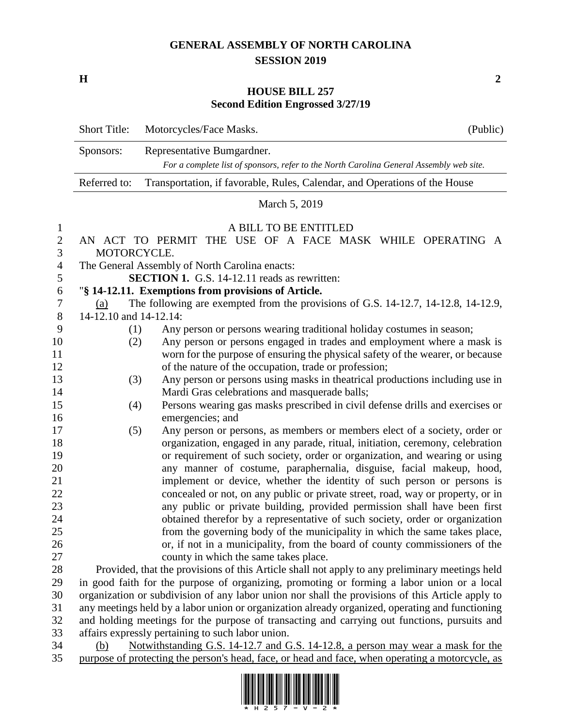# GENERAL ASSEMBLY OF NORTH CAROLINA
## SESSION 2019

**H** **2**

## HOUSE BILL 257
### Second Edition Engrossed 3/27/19

| | | |
|---|---|---|
| Short Title: | Motorcycles/Face Masks. | (Public) |
| Sponsors: | Representative Bumgardner. *For a complete list of sponsors, refer to the North Carolina General Assembly web site.* | |
| Referred to: | Transportation, if favorable, Rules, Calendar, and Operations of the House | |

March 5, 2019

A BILL TO BE ENTITLED

AN ACT TO PERMIT THE USE OF A FACE MASK WHILE OPERATING A MOTORCYCLE.

The General Assembly of North Carolina enacts:

**SECTION 1.** G.S. 14-12.11 reads as rewritten:

"**§ 14-12.11. Exemptions from provisions of Article.**

(a) The following are exempted from the provisions of G.S. 14-12.7, 14-12.8, 14-12.9, 14-12.10 and 14-12.14:

(1) Any person or persons wearing traditional holiday costumes in season;

(2) Any person or persons engaged in trades and employment where a mask is worn for the purpose of ensuring the physical safety of the wearer, or because of the nature of the occupation, trade or profession;

(3) Any person or persons using masks in theatrical productions including use in Mardi Gras celebrations and masquerade balls;

(4) Persons wearing gas masks prescribed in civil defense drills and exercises or emergencies; and

(5) Any person or persons, as members or members elect of a society, order or organization, engaged in any parade, ritual, initiation, ceremony, celebration or requirement of such society, order or organization, and wearing or using any manner of costume, paraphernalia, disguise, facial makeup, hood, implement or device, whether the identity of such person or persons is concealed or not, on any public or private street, road, way or property, or in any public or private building, provided permission shall have been first obtained therefor by a representative of such society, order or organization from the governing body of the municipality in which the same takes place, or, if not in a municipality, from the board of county commissioners of the county in which the same takes place.

Provided, that the provisions of this Article shall not apply to any preliminary meetings held in good faith for the purpose of organizing, promoting or forming a labor union or a local organization or subdivision of any labor union nor shall the provisions of this Article apply to any meetings held by a labor union or organization already organized, operating and functioning and holding meetings for the purpose of transacting and carrying out functions, pursuits and affairs expressly pertaining to such labor union.

(b) Notwithstanding G.S. 14-12.7 and G.S. 14-12.8, a person may wear a mask for the purpose of protecting the person's head, face, or head and face, when operating a motorcycle, as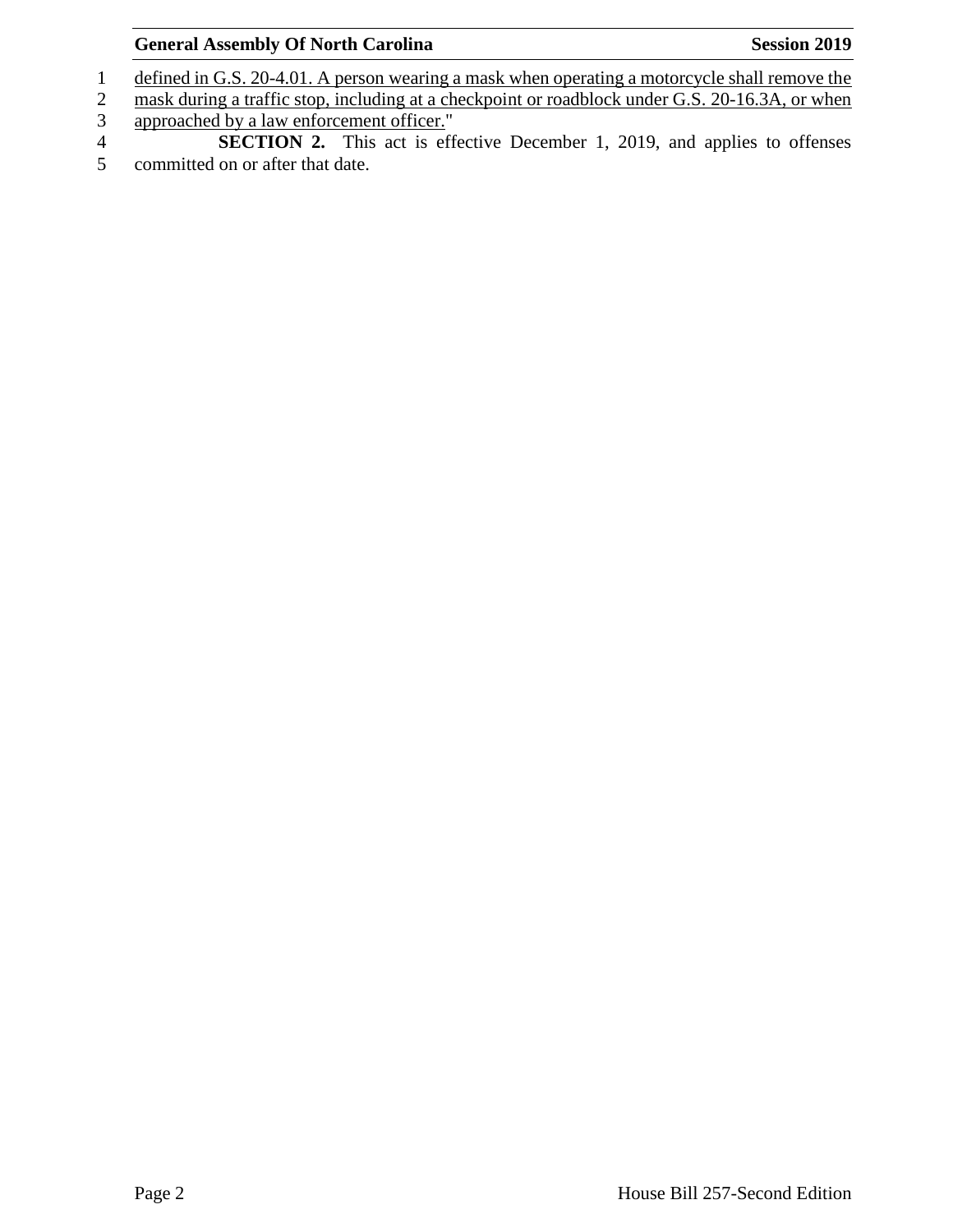defined in G.S. 20-4.01. A person wearing a mask when operating a motorcycle shall remove the mask during a traffic stop, including at a checkpoint or roadblock under G.S. 20-16.3A, or when approached by a law enforcement officer."

**SECTION 2.** This act is effective December 1, 2019, and applies to offenses committed on or after that date.